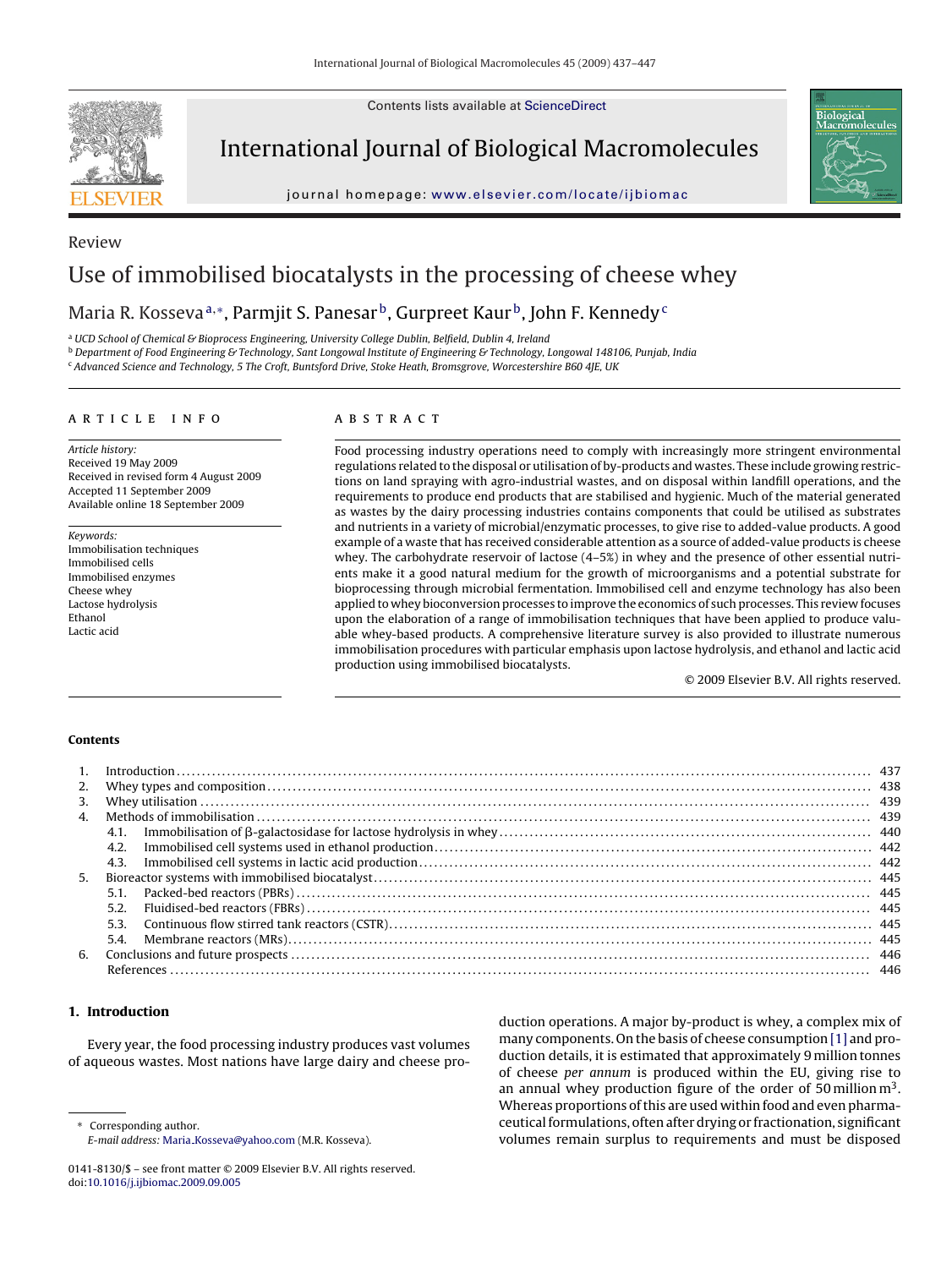Review

# Use of immobilised biocatalysts in the processing of cheese whey

Maria R. Kosseva[a,*], Parmjit S. Panesar[b], Gurpreet Kaur[b], John F. Kennedy[c]

[a] UCD School of Chemical & Bioprocess Engineering, University College Dublin, Belfield, Dublin 4, Ireland
[b] Department of Food Engineering & Technology, Sant Longowal Institute of Engineering & Technology, Longowal 148106, Punjab, India
[c] Advanced Science and Technology, 5 The Croft, Buntsford Drive, Stoke Heath, Bromsgrove, Worcestershire B60 4JE, UK

## ARTICLE INFO

*Article history:*
Received 19 May 2009
Received in revised form 4 August 2009
Accepted 11 September 2009
Available online 18 September 2009

*Keywords:*
Immobilisation techniques
Immobilised cells
Immobilised enzymes
Cheese whey
Lactose hydrolysis
Ethanol
Lactic acid

## ABSTRACT

Food processing industry operations need to comply with increasingly more stringent environmental regulations related to the disposal or utilisation of by-products and wastes. These include growing restrictions on land spraying with agro-industrial wastes, and on disposal within landfill operations, and the requirements to produce end products that are stabilised and hygienic. Much of the material generated as wastes by the dairy processing industries contains components that could be utilised as substrates and nutrients in a variety of microbial/enzymatic processes, to give rise to added-value products. A good example of a waste that has received considerable attention as a source of added-value products is cheese whey. The carbohydrate reservoir of lactose (4–5%) in whey and the presence of other essential nutrients make it a good natural medium for the growth of microorganisms and a potential substrate for bioprocessing through microbial fermentation. Immobilised cell and enzyme technology has also been applied to whey bioconversion processes to improve the economics of such processes. This review focuses upon the elaboration of a range of immobilisation techniques that have been applied to produce valuable whey-based products. A comprehensive literature survey is also provided to illustrate numerous immobilisation procedures with particular emphasis upon lactose hydrolysis, and ethanol and lactic acid production using immobilised biocatalysts.

© 2009 Elsevier B.V. All rights reserved.

**Contents**

1. Introduction ..... 437
2. Whey types and composition ..... 438
3. Whey utilisation ..... 439
4. Methods of immobilisation ..... 439
   - 4.1. Immobilisation of β-galactosidase for lactose hydrolysis in whey ..... 440
   - 4.2. Immobilised cell systems used in ethanol production ..... 442
   - 4.3. Immobilised cell systems in lactic acid production ..... 442
5. Bioreactor systems with immobilised biocatalyst ..... 445
   - 5.1. Packed-bed reactors (PBRs) ..... 445
   - 5.2. Fluidised-bed reactors (FBRs) ..... 445
   - 5.3. Continuous flow stirred tank reactors (CSTR) ..... 445
   - 5.4. Membrane reactors (MRs) ..... 445
6. Conclusions and future prospects ..... 446

References ..... 446

## 1. Introduction

Every year, the food processing industry produces vast volumes of aqueous wastes. Most nations have large dairy and cheese production operations. A major by-product is whey, a complex mix of many components. On the basis of cheese consumption [1] and production details, it is estimated that approximately 9 million tonnes of cheese *per annum* is produced within the EU, giving rise to an annual whey production figure of the order of 50 million $m^3$. Whereas proportions of this are used within food and even pharmaceutical formulations, often after drying or fractionation, significant volumes remain surplus to requirements and must be disposed

\* Corresponding author.
*E-mail address:* Maria_Kosseva@yahoo.com (M.R. Kosseva).

0141-8130/$ – see front matter © 2009 Elsevier B.V. All rights reserved.
doi:10.1016/j.ijbiomac.2009.09.005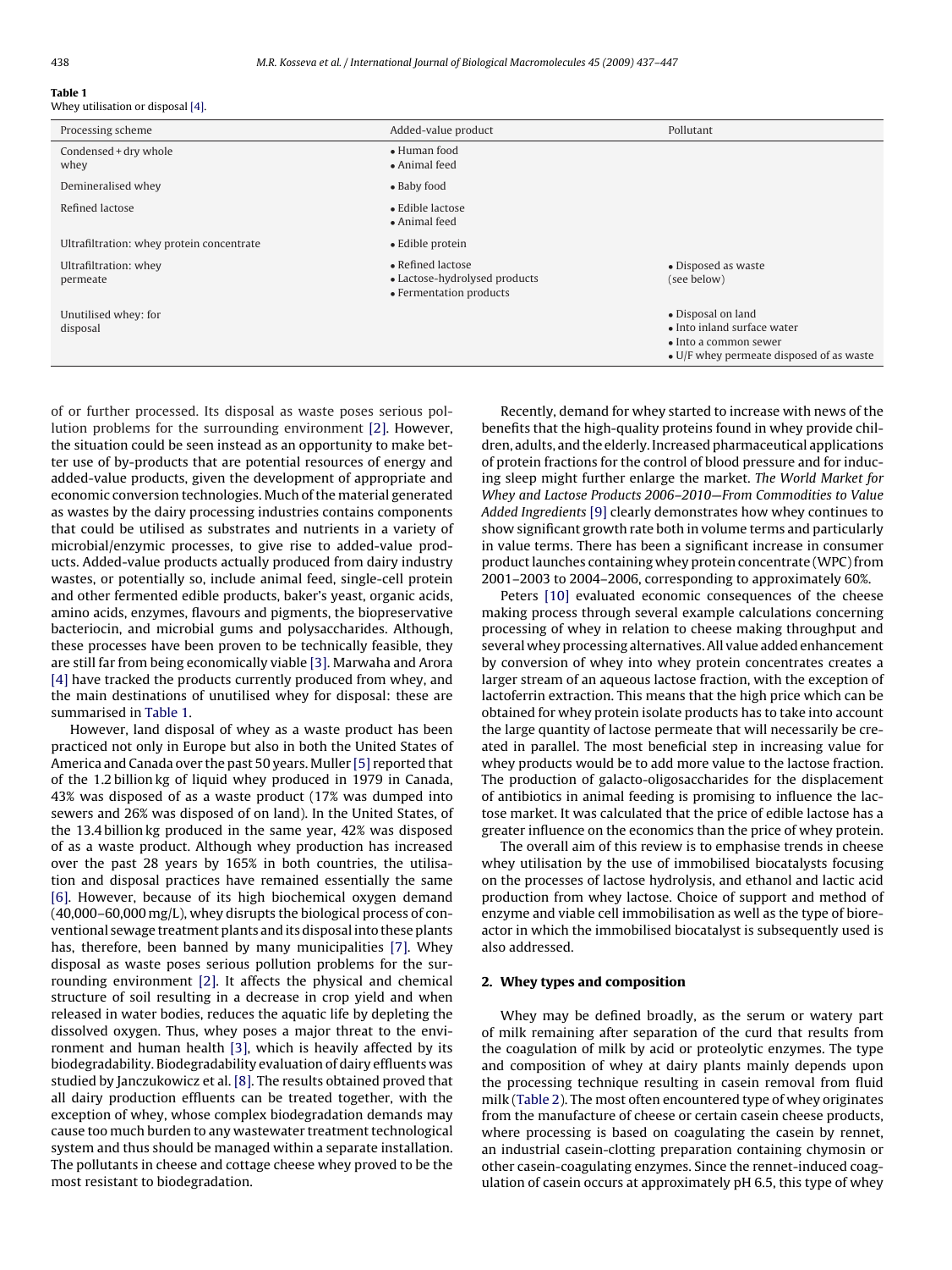**Table 1**
Whey utilisation or disposal [4].

| Processing scheme | Added-value product | Pollutant |
|---|---|---|
| Condensed + dry whole whey | • Human food<br>• Animal feed | |
| Demineralised whey | • Baby food | |
| Refined lactose | • Edible lactose<br>• Animal feed | |
| Ultrafiltration: whey protein concentrate | • Edible protein | |
| Ultrafiltration: whey permeate | • Refined lactose<br>• Lactose-hydrolysed products<br>• Fermentation products | • Disposed as waste (see below) |
| Unutilised whey: for disposal | | • Disposal on land<br>• Into inland surface water<br>• Into a common sewer<br>• U/F whey permeate disposed of as waste |

of or further processed. Its disposal as waste poses serious pollution problems for the surrounding environment [2]. However, the situation could be seen instead as an opportunity to make better use of by-products that are potential resources of energy and added-value products, given the development of appropriate and economic conversion technologies. Much of the material generated as wastes by the dairy processing industries contains components that could be utilised as substrates and nutrients in a variety of microbial/enzymic processes, to give rise to added-value products. Added-value products actually produced from dairy industry wastes, or potentially so, include animal feed, single-cell protein and other fermented edible products, baker's yeast, organic acids, amino acids, enzymes, flavours and pigments, the biopreservative bacteriocin, and microbial gums and polysaccharides. Although, these processes have been proven to be technically feasible, they are still far from being economically viable [3]. Marwaha and Arora [4] have tracked the products currently produced from whey, and the main destinations of unutilised whey for disposal: these are summarised in Table 1.

However, land disposal of whey as a waste product has been practiced not only in Europe but also in both the United States of America and Canada over the past 50 years. Muller [5] reported that of the 1.2 billion kg of liquid whey produced in 1979 in Canada, 43% was disposed of as a waste product (17% was dumped into sewers and 26% was disposed of on land). In the United States, of the 13.4 billion kg produced in the same year, 42% was disposed of as a waste product. Although whey production has increased over the past 28 years by 165% in both countries, the utilisation and disposal practices have remained essentially the same [6]. However, because of its high biochemical oxygen demand (40,000–60,000 mg/L), whey disrupts the biological process of conventional sewage treatment plants and its disposal into these plants has, therefore, been banned by many municipalities [7]. Whey disposal as waste poses serious pollution problems for the surrounding environment [2]. It affects the physical and chemical structure of soil resulting in a decrease in crop yield and when released in water bodies, reduces the aquatic life by depleting the dissolved oxygen. Thus, whey poses a major threat to the environment and human health [3], which is heavily affected by its biodegradability. Biodegradability evaluation of dairy effluents was studied by Janczukowicz et al. [8]. The results obtained proved that all dairy production effluents can be treated together, with the exception of whey, whose complex biodegradation demands may cause too much burden to any wastewater treatment technological system and thus should be managed within a separate installation. The pollutants in cheese and cottage cheese whey proved to be the most resistant to biodegradation.

Recently, demand for whey started to increase with news of the benefits that the high-quality proteins found in whey provide children, adults, and the elderly. Increased pharmaceutical applications of protein fractions for the control of blood pressure and for inducing sleep might further enlarge the market. *The World Market for Whey and Lactose Products 2006–2010—From Commodities to Value Added Ingredients* [9] clearly demonstrates how whey continues to show significant growth rate both in volume terms and particularly in value terms. There has been a significant increase in consumer product launches containing whey protein concentrate (WPC) from 2001–2003 to 2004–2006, corresponding to approximately 60%.

Peters [10] evaluated economic consequences of the cheese making process through several example calculations concerning processing of whey in relation to cheese making throughput and several whey processing alternatives. All value added enhancement by conversion of whey into whey protein concentrates creates a larger stream of an aqueous lactose fraction, with the exception of lactoferrin extraction. This means that the high price which can be obtained for whey protein isolate products has to take into account the large quantity of lactose permeate that will necessarily be created in parallel. The most beneficial step in increasing value for whey products would be to add more value to the lactose fraction. The production of galacto-oligosaccharides for the displacement of antibiotics in animal feeding is promising to influence the lactose market. It was calculated that the price of edible lactose has a greater influence on the economics than the price of whey protein.

The overall aim of this review is to emphasise trends in cheese whey utilisation by the use of immobilised biocatalysts focusing on the processes of lactose hydrolysis, and ethanol and lactic acid production from whey lactose. Choice of support and method of enzyme and viable cell immobilisation as well as the type of bioreactor in which the immobilised biocatalyst is subsequently used is also addressed.

## 2. Whey types and composition

Whey may be defined broadly, as the serum or watery part of milk remaining after separation of the curd that results from the coagulation of milk by acid or proteolytic enzymes. The type and composition of whey at dairy plants mainly depends upon the processing technique resulting in casein removal from fluid milk (Table 2). The most often encountered type of whey originates from the manufacture of cheese or certain casein cheese products, where processing is based on coagulating the casein by rennet, an industrial casein-clotting preparation containing chymosin or other casein-coagulating enzymes. Since the rennet-induced coagulation of casein occurs at approximately pH 6.5, this type of whey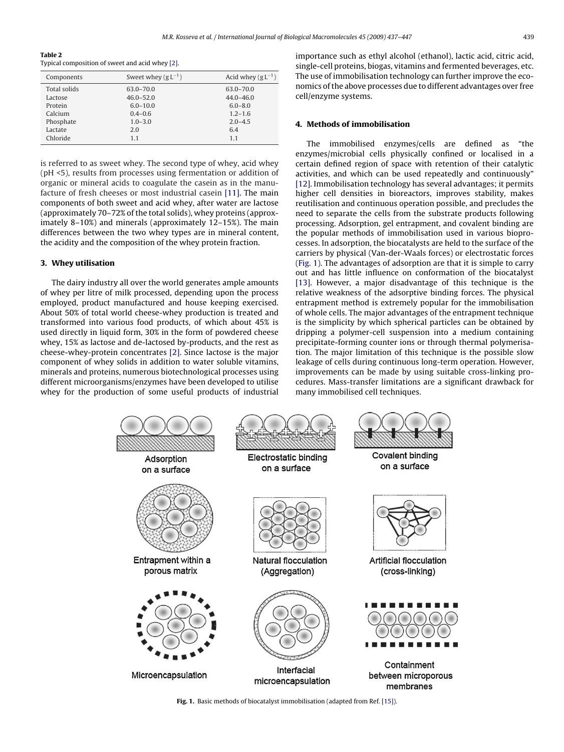**Table 2**
Typical composition of sweet and acid whey [2].

| Components | Sweet whey ($g\,L^{-1}$) | Acid whey ($g\,L^{-1}$) |
|---|---|---|
| Total solids | 63.0–70.0 | 63.0–70.0 |
| Lactose | 46.0–52.0 | 44.0–46.0 |
| Protein | 6.0–10.0 | 6.0–8.0 |
| Calcium | 0.4–0.6 | 1.2–1.6 |
| Phosphate | 1.0–3.0 | 2.0–4.5 |
| Lactate | 2.0 | 6.4 |
| Chloride | 1.1 | 1.1 |

is referred to as sweet whey. The second type of whey, acid whey (pH <5), results from processes using fermentation or addition of organic or mineral acids to coagulate the casein as in the manufacture of fresh cheeses or most industrial casein [11]. The main components of both sweet and acid whey, after water are lactose (approximately 70–72% of the total solids), whey proteins (approximately 8–10%) and minerals (approximately 12–15%). The main differences between the two whey types are in mineral content, the acidity and the composition of the whey protein fraction.

## 3. Whey utilisation

The dairy industry all over the world generates ample amounts of whey per litre of milk processed, depending upon the process employed, product manufactured and house keeping exercised. About 50% of total world cheese-whey production is treated and transformed into various food products, of which about 45% is used directly in liquid form, 30% in the form of powdered cheese whey, 15% as lactose and de-lactosed by-products, and the rest as cheese-whey-protein concentrates [2]. Since lactose is the major component of whey solids in addition to water soluble vitamins, minerals and proteins, numerous biotechnological processes using different microorganisms/enzymes have been developed to utilise whey for the production of some useful products of industrial importance such as ethyl alcohol (ethanol), lactic acid, citric acid, single-cell proteins, biogas, vitamins and fermented beverages, etc. The use of immobilisation technology can further improve the economics of the above processes due to different advantages over free cell/enzyme systems.

## 4. Methods of immobilisation

The immobilised enzymes/cells are defined as "the enzymes/microbial cells physically confined or localised in a certain defined region of space with retention of their catalytic activities, and which can be used repeatedly and continuously" [12]. Immobilisation technology has several advantages; it permits higher cell densities in bioreactors, improves stability, makes reutilisation and continuous operation possible, and precludes the need to separate the cells from the substrate products following processing. Adsorption, gel entrapment, and covalent binding are the popular methods of immobilisation used in various bioprocesses. In adsorption, the biocatalysts are held to the surface of the carriers by physical (Van-der-Waals forces) or electrostatic forces (Fig. 1). The advantages of adsorption are that it is simple to carry out and has little influence on conformation of the biocatalyst [13]. However, a major disadvantage of this technique is the relative weakness of the adsorptive binding forces. The physical entrapment method is extremely popular for the immobilisation of whole cells. The major advantages of the entrapment technique is the simplicity by which spherical particles can be obtained by dripping a polymer-cell suspension into a medium containing precipitate-forming counter ions or through thermal polymerisation. The major limitation of this technique is the possible slow leakage of cells during continuous long-term operation. However, improvements can be made by using suitable cross-linking procedures. Mass-transfer limitations are a significant drawback for many immobilised cell techniques.

Adsorption on a surface
Electrostatic binding on a surface
Covalent binding on a surface
Entrapment within a porous matrix
Natural flocculation (Aggregation)
Artificial flocculation (cross-linking)
Microencapsulation
Interfacial microencapsulation
Containment between microporous membranes

**Fig. 1.** Basic methods of biocatalyst immobilisation (adapted from Ref. [15]).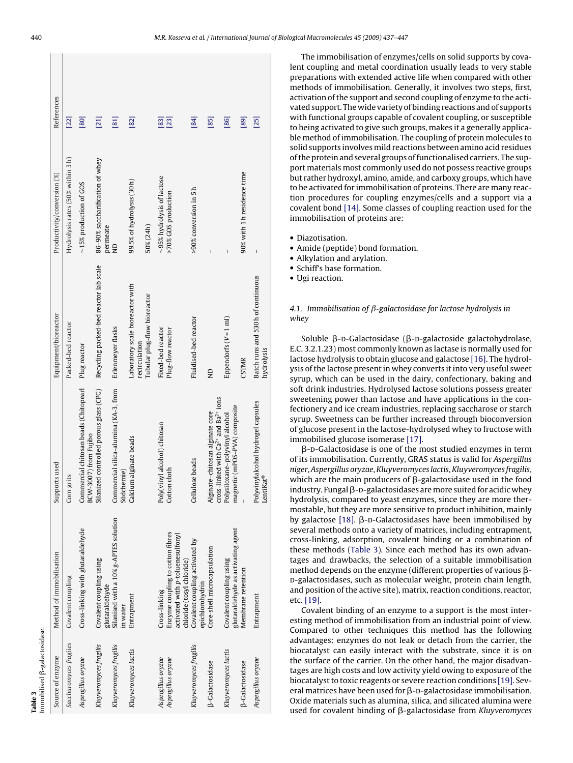**Table 3**
Immobilised β-galactosidase.

| Source of enzyme | Method of immobilisation | Supports used | Equipment/bioreactor | Productivity/conversion (%) | References |
|---|---|---|---|---|---|
| *Saccharomyces fragies* | Covalent coupling | Corn grits | Packed-bed reactor | Hydrolysis rates (50% within 3 h) | [22] |
| *Aspergillus oryzae* | Cross-linking with glutaraldehyde | Commercial chitosan beads (Chitopearl BCW-3007) from Fujibo | Plug reactor | ~15% production of GOS | [80] |
| *Kluyveromyces fragilis* | Covalent coupling using glutaraldehyde | Silanized controlled porous glass (CPG) | Recycling packed-bed reactor lab scale | 86–90% saccharification of whey permeate | [21] |
| *Kluyveromyces fragilis* | Silanised with a 10% g-APTES solution in water | Commercial silica-alumina (KA-3, from Südchemie) | Erlenmeyer flasks | ND | [81] |
| *Kluyveromyces lactis* | Entrapment | Calcium alginate beads | Laboratory scale bioreactor with recirculation | 99.5% of hydrolysis (30 h) | [82] |
| | | | Tubular plug-flow bioreactor | 50% (24 h) | |
| *Aspergillus oryzae* | Cross-linking | Poly(vinyl alcohol) chitosan | Fixed-bed reactor | ~95% hydrolysis of lactose | [83] |
| *Aspergillus oryzae* | Enzyme coupling to cotton fibres activated with *p*-toluenesulfonyl chloride (tosyl chloride) | Cotton cloth | Plug-flow reactor | >70% GOS production | [23] |
| *Kluyveromyces fragilis* | Covalent coupling activated by epichlorohydrin | Cellulose beads | Fluidised-bed reactor | >90% conversion in 5 h | [84] |
| β-Galactosidase | Core-shell microcapsulation | Alginate–chitosan alginate core cross-linked with $Ca^{2+}$ and $Ba^{2+}$ ions | ND | – | [85] |
| *Kluyveromyces lactis* | Covalent coupling using glutaraldehyde as activating agent | Polysiloxane–polyvinyl alcohol magnetic (mPOS–PVA) composite | Eppendorfs ($V$ = 1 ml) | – | [86] |
| β-Galactosidase | Membrane retention | – | CSTMR | 90% with 1 h residence time | [89] |
| *Aspergillus oryzae* | Entrapment | Polyvinylalcohol hydrogel capsules LentiKat® | Batch runs and 530 h of continuous hydrolysis | – | [25] |

The immobilisation of enzymes/cells on solid supports by covalent coupling and metal coordination usually leads to very stable preparations with extended active life when compared with other methods of immobilisation. Generally, it involves two steps, first, activation of the support and second coupling of enzyme to the activated support. The wide variety of binding reactions and of supports with functional groups capable of covalent coupling, or susceptible to being activated to give such groups, makes it a generally applicable method of immobilisation. The coupling of protein molecules to solid supports involves mild reactions between amino acid residues of the protein and several groups of functionalised carriers. The support materials most commonly used do not possess reactive groups but rather hydroxyl, amino, amide, and carboxy groups, which have to be activated for immobilisation of proteins. There are many reaction procedures for coupling enzymes/cells and a support via a covalent bond [14]. Some classes of coupling reaction used for the immobilisation of proteins are:

- Diazotisation.
- Amide (peptide) bond formation.
- Alkylation and arylation.
- Schiff's base formation.
- Ugi reaction.

### 4.1. Immobilisation of β-galactosidase for lactose hydrolysis in whey

Soluble β-D-Galactosidase (β-D-galactoside galactohydrolase, E.C. 3.2.1.23) most commonly known as lactase is normally used for lactose hydrolysis to obtain glucose and galactose [16]. The hydrolysis of the lactose present in whey converts it into very useful sweet syrup, which can be used in the dairy, confectionary, baking and soft drink industries. Hydrolysed lactose solutions possess greater sweetening power than lactose and have applications in the confectionery and ice cream industries, replacing saccharose or starch syrup. Sweetness can be further increased through bioconversion of glucose present in the lactose-hydrolysed whey to fructose with immobilised glucose isomerase [17].

β-D-Galactosidase is one of the most studied enzymes in term of its immobilisation. Currently, GRAS status is valid for *Aspergillus niger*, *Aspergillus oryzae*, *Kluyveromyces lactis*, *Kluyveromyces fragilis*, which are the main producers of β-galactosidase used in the food industry. Fungal β-D-galactosidases are more suited for acidic whey hydrolysis, compared to yeast enzymes, since they are more thermostable, but they are more sensitive to product inhibition, mainly by galactose [18]. β-D-Galactosidases have been immobilised by several methods onto a variety of matrices, including entrapment, cross-linking, adsorption, covalent binding or a combination of these methods (Table 3). Since each method has its own advantages and drawbacks, the selection of a suitable immobilisation method depends on the enzyme (different properties of various β-D-galactosidases, such as molecular weight, protein chain length, and position of the active site), matrix, reaction conditions, reactor, etc. [19].

Covalent binding of an enzyme to a support is the most interesting method of immobilisation from an industrial point of view. Compared to other techniques this method has the following advantages: enzymes do not leak or detach from the carrier, the biocatalyst can easily interact with the substrate, since it is on the surface of the carrier. On the other hand, the major disadvantages are high costs and low activity yield owing to exposure of the biocatalyst to toxic reagents or severe reaction conditions [19]. Several matrices have been used for β-D-galactosidase immobilisation. Oxide materials such as alumina, silica, and silicated alumina were used for covalent binding of β-galactosidase from *Kluyveromyces*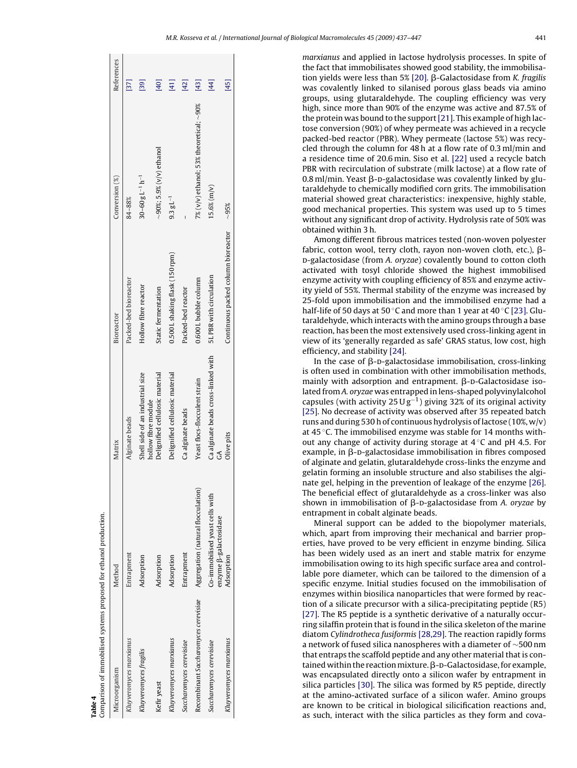**Table 4**
Comparison of immobilised systems proposed for ethanol production.

| Microorganism | Method | Matrix | Bioreactor | Conversion (%) | References |
|---|---|---|---|---|---|
| *Kluyveromyces marxianus* | Entrapment | Alginate beads | Packed-bed bioreactor | 84–88% | [37] |
| *Kluyveromyces fragilis* | Adsorption | Shell side of an industrial size hollow fibre module | Hollow fibre reactor | 30–60 g L$^{-1}$ h$^{-1}$ | [39] |
| Kefir yeast | Adsorption | Delignified cellulosic material | Static fermentation | ~90%; 5.9% (v/v) ethanol | [40] |
| *Kluyveromyces marxianus* | Adsorption | Delignified cellulosic material | 0.500 L shaking flask (150 rpm) | 9.3 g L$^{-1}$ | [41] |
| *Saccharomyces cerevisiae* | Entrapment | Ca alginate beads | Packed-bed reactor | – | [42] |
| Recombinant *Saccharomyces cerevisiae* | Aggregation (natural flocculation) | Yeast flocs-flocculent strain | 0.600 L bubble column | 7% (v/v) ethanol; 53% theoretical; ~90% | [43] |
| *Saccharomyces cerevisiae* | Co-immobilised yeast cells with enzyme β-galactosidase | Ca alginate beads cross-linked with GA | 5 L PBR with circulation | 15.6% (m/v) | [44] |
| *Kluyveromyces marxianus* | Adsorption | Olive pits | Continuous packed column bioreactor | ~95% | [45] |

*marxianus* and applied in lactose hydrolysis processes. In spite of the fact that immobilisates showed good stability, the immobilisation yields were less than 5% [20]. β-Galactosidase from *K. fragilis* was covalently linked to silanised porous glass beads via amino groups, using glutaraldehyde. The coupling efficiency was very high, since more than 90% of the enzyme was active and 87.5% of the protein was bound to the support [21]. This example of high lactose conversion (90%) of whey permeate was achieved in a recycle packed-bed reactor (PBR). Whey permeate (lactose 5%) was recycled through the column for 48 h at a flow rate of 0.3 ml/min and a residence time of 20.6 min. Siso et al. [22] used a recycle batch PBR with recirculation of substrate (milk lactose) at a flow rate of 0.8 ml/min. Yeast β-D-galactosidase was covalently linked by glutaraldehyde to chemically modified corn grits. The immobilisation material showed great characteristics: inexpensive, highly stable, good mechanical properties. This system was used up to 5 times without any significant drop of activity. Hydrolysis rate of 50% was obtained within 3 h.

Among different fibrous matrices tested (non-woven polyester fabric, cotton wool, terry cloth, rayon non-woven cloth, etc.), β-D-galactosidase (from *A. oryzae*) covalently bound to cotton cloth activated with tosyl chloride showed the highest immobilised enzyme activity with coupling efficiency of 85% and enzyme activity yield of 55%. Thermal stability of the enzyme was increased by 25-fold upon immobilisation and the immobilised enzyme had a half-life of 50 days at 50 °C and more than 1 year at 40 °C [23]. Glutaraldehyde, which interacts with the amino groups through a base reaction, has been the most extensively used cross-linking agent in view of its 'generally regarded as safe' GRAS status, low cost, high efficiency, and stability [24].

In the case of β-D-galactosidase immobilisation, cross-linking is often used in combination with other immobilisation methods, mainly with adsorption and entrapment. β-D-Galactosidase isolated from *A. oryzae* was entrapped in lens-shaped polyvinylalcohol capsules (with activity 25 U g$^{-1}$) giving 32% of its original activity [25]. No decrease of activity was observed after 35 repeated batch runs and during 530 h of continuous hydrolysis of lactose (10%, w/v) at 45 °C. The immobilised enzyme was stable for 14 months without any change of activity during storage at 4 °C and pH 4.5. For example, in β-D-galactosidase immobilisation in fibres composed of alginate and gelatin, glutaraldehyde cross-links the enzyme and gelatin forming an insoluble structure and also stabilises the alginate gel, helping in the prevention of leakage of the enzyme [26]. The beneficial effect of glutaraldehyde as a cross-linker was also shown in immobilisation of β-D-galactosidase from *A. oryzae* by entrapment in cobalt alginate beads.

Mineral support can be added to the biopolymer materials, which, apart from improving their mechanical and barrier properties, have proved to be very efficient in enzyme binding. Silica has been widely used as an inert and stable matrix for enzyme immobilisation owing to its high specific surface area and controllable pore diameter, which can be tailored to the dimension of a specific enzyme. Initial studies focused on the immobilisation of enzymes within biosilica nanoparticles that were formed by reaction of a silicate precursor with a silica-precipitating peptide (R5) [27]. The R5 peptide is a synthetic derivative of a naturally occurring silaffin protein that is found in the silica skeleton of the marine diatom *Cylindrotheca fusiformis* [28,29]. The reaction rapidly forms a network of fused silica nanospheres with a diameter of ~500 nm that entraps the scaffold peptide and any other material that is contained within the reaction mixture. β-D-Galactosidase, for example, was encapsulated directly onto a silicon wafer by entrapment in silica particles [30]. The silica was formed by R5 peptide, directly at the amino-activated surface of a silicon wafer. Amino groups are known to be critical in biological silicification reactions and, as such, interact with the silica particles as they form and cova-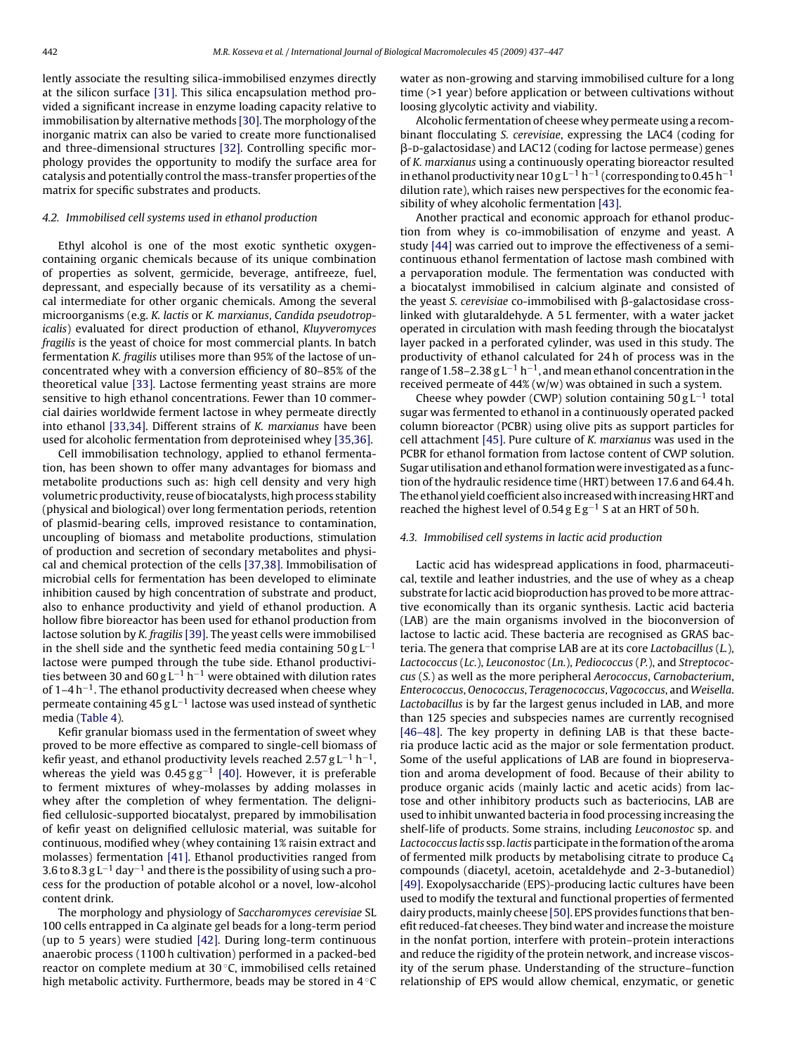lently associate the resulting silica-immobilised enzymes directly at the silicon surface [31]. This silica encapsulation method provided a significant increase in enzyme loading capacity relative to immobilisation by alternative methods [30]. The morphology of the inorganic matrix can also be varied to create more functionalised and three-dimensional structures [32]. Controlling specific morphology provides the opportunity to modify the surface area for catalysis and potentially control the mass-transfer properties of the matrix for specific substrates and products.

### 4.2. Immobilised cell systems used in ethanol production

Ethyl alcohol is one of the most exotic synthetic oxygen-containing organic chemicals because of its unique combination of properties as solvent, germicide, beverage, antifreeze, fuel, depressant, and especially because of its versatility as a chemical intermediate for other organic chemicals. Among the several microorganisms (e.g. *K. lactis* or *K. marxianus*, *Candida pseudotropicalis*) evaluated for direct production of ethanol, *Kluyveromyces fragilis* is the yeast of choice for most commercial plants. In batch fermentation *K. fragilis* utilises more than 95% of the lactose of unconcentrated whey with a conversion efficiency of 80–85% of the theoretical value [33]. Lactose fermenting yeast strains are more sensitive to high ethanol concentrations. Fewer than 10 commercial dairies worldwide ferment lactose in whey permeate directly into ethanol [33,34]. Different strains of *K. marxianus* have been used for alcoholic fermentation from deproteinised whey [35,36].

Cell immobilisation technology, applied to ethanol fermentation, has been shown to offer many advantages for biomass and metabolite productions such as: high cell density and very high volumetric productivity, reuse of biocatalysts, high process stability (physical and biological) over long fermentation periods, retention of plasmid-bearing cells, improved resistance to contamination, uncoupling of biomass and metabolite productions, stimulation of production and secretion of secondary metabolites and physical and chemical protection of the cells [37,38]. Immobilisation of microbial cells for fermentation has been developed to eliminate inhibition caused by high concentration of substrate and product, also to enhance productivity and yield of ethanol production. A hollow fibre bioreactor has been used for ethanol production from lactose solution by *K. fragilis* [39]. The yeast cells were immobilised in the shell side and the synthetic feed media containing $50\,g\,L^{-1}$ lactose were pumped through the tube side. Ethanol productivities between 30 and $60\,g\,L^{-1}\,h^{-1}$ were obtained with dilution rates of $1–4\,h^{-1}$. The ethanol productivity decreased when cheese whey permeate containing $45\,g\,L^{-1}$ lactose was used instead of synthetic media (Table 4).

Kefir granular biomass used in the fermentation of sweet whey proved to be more effective as compared to single-cell biomass of kefir yeast, and ethanol productivity levels reached $2.57\,g\,L^{-1}\,h^{-1}$, whereas the yield was $0.45\,g\,g^{-1}$ [40]. However, it is preferable to ferment mixtures of whey-molasses by adding molasses in whey after the completion of whey fermentation. The delignified cellulosic-supported biocatalyst, prepared by immobilisation of kefir yeast on delignified cellulosic material, was suitable for continuous, modified whey (whey containing 1% raisin extract and molasses) fermentation [41]. Ethanol productivities ranged from 3.6 to $8.3\,g\,L^{-1}\,day^{-1}$ and there is the possibility of using such a process for the production of potable alcohol or a novel, low-alcohol content drink.

The morphology and physiology of *Saccharomyces cerevisiae* SL 100 cells entrapped in Ca alginate gel beads for a long-term period (up to 5 years) were studied [42]. During long-term continuous anaerobic process (1100 h cultivation) performed in a packed-bed reactor on complete medium at 30 °C, immobilised cells retained high metabolic activity. Furthermore, beads may be stored in 4 °C water as non-growing and starving immobilised culture for a long time (>1 year) before application or between cultivations without loosing glycolytic activity and viability.

Alcoholic fermentation of cheese whey permeate using a recombinant flocculating *S. cerevisiae*, expressing the LAC4 (coding for β-D-galactosidase) and LAC12 (coding for lactose permease) genes of *K. marxianus* using a continuously operating bioreactor resulted in ethanol productivity near $10\,g\,L^{-1}\,h^{-1}$ (corresponding to $0.45\,h^{-1}$ dilution rate), which raises new perspectives for the economic feasibility of whey alcoholic fermentation [43].

Another practical and economic approach for ethanol production from whey is co-immobilisation of enzyme and yeast. A study [44] was carried out to improve the effectiveness of a semi-continuous ethanol fermentation of lactose mash combined with a pervaporation module. The fermentation was conducted with a biocatalyst immobilised in calcium alginate and consisted of the yeast *S. cerevisiae* co-immobilised with β-galactosidase cross-linked with glutaraldehyde. A 5 L fermenter, with a water jacket operated in circulation with mash feeding through the biocatalyst layer packed in a perforated cylinder, was used in this study. The productivity of ethanol calculated for 24 h of process was in the range of $1.58–2.38\,g\,L^{-1}\,h^{-1}$, and mean ethanol concentration in the received permeate of 44% (w/w) was obtained in such a system.

Cheese whey powder (CWP) solution containing $50\,g\,L^{-1}$ total sugar was fermented to ethanol in a continuously operated packed column bioreactor (PCBR) using olive pits as support particles for cell attachment [45]. Pure culture of *K. marxianus* was used in the PCBR for ethanol formation from lactose content of CWP solution. Sugar utilisation and ethanol formation were investigated as a function of the hydraulic residence time (HRT) between 17.6 and 64.4 h. The ethanol yield coefficient also increased with increasing HRT and reached the highest level of $0.54\,g\,E\,g^{-1}\,S$ at an HRT of 50 h.

### 4.3. Immobilised cell systems in lactic acid production

Lactic acid has widespread applications in food, pharmaceutical, textile and leather industries, and the use of whey as a cheap substrate for lactic acid bioproduction has proved to be more attractive economically than its organic synthesis. Lactic acid bacteria (LAB) are the main organisms involved in the bioconversion of lactose to lactic acid. These bacteria are recognised as GRAS bacteria. The genera that comprise LAB are at its core *Lactobacillus* (*L.*), *Lactococcus* (*Lc.*), *Leuconostoc* (*Ln.*), *Pediococcus* (*P.*), and *Streptococcus* (*S.*) as well as the more peripheral *Aerococcus*, *Carnobacterium*, *Enterococcus*, *Oenococcus*, *Teragenococcus*, *Vagococcus*, and *Weisella*. *Lactobacillus* is by far the largest genus included in LAB, and more than 125 species and subspecies names are currently recognised [46–48]. The key property in defining LAB is that these bacteria produce lactic acid as the major or sole fermentation product. Some of the useful applications of LAB are found in biopreservation and aroma development of food. Because of their ability to produce organic acids (mainly lactic and acetic acids) from lactose and other inhibitory products such as bacteriocins, LAB are used to inhibit unwanted bacteria in food processing increasing the shelf-life of products. Some strains, including *Leuconostoc* sp. and *Lactococcus lactis* ssp. *lactis* participate in the formation of the aroma of fermented milk products by metabolising citrate to produce $C_4$ compounds (diacetyl, acetoin, acetaldehyde and 2-3-butanediol) [49]. Exopolysaccharide (EPS)-producing lactic cultures have been used to modify the textural and functional properties of fermented dairy products, mainly cheese [50]. EPS provides functions that benefit reduced-fat cheeses. They bind water and increase the moisture in the nonfat portion, interfere with protein–protein interactions and reduce the rigidity of the protein network, and increase viscosity of the serum phase. Understanding of the structure–function relationship of EPS would allow chemical, enzymatic, or genetic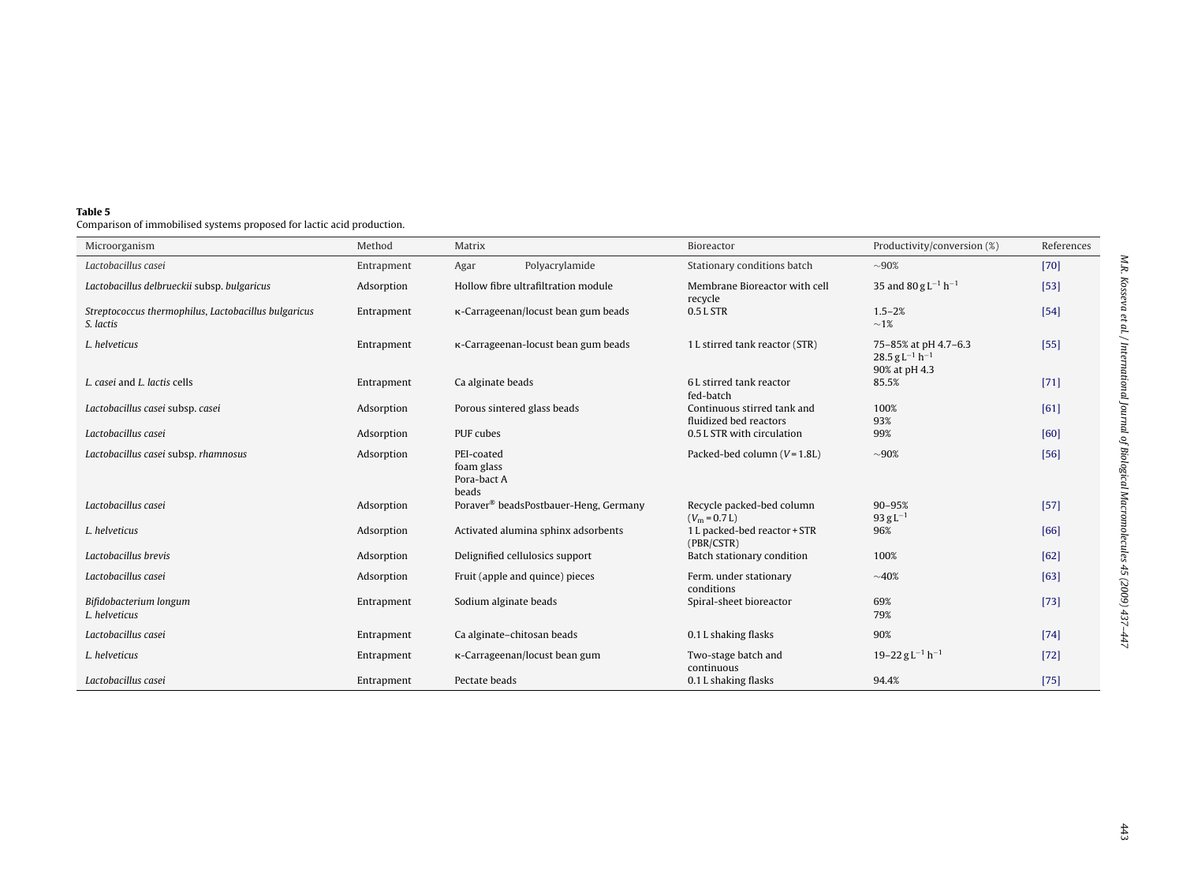**Table 5**
Comparison of immobilised systems proposed for lactic acid production.

| Microorganism | Method | Matrix | Bioreactor | Productivity/conversion (%) | References |
|---|---|---|---|---|---|
| *Lactobacillus casei* | Entrapment | Agar Polyacrylamide | Stationary conditions batch | ~90% | [70] |
| *Lactobacillus delbrueckii* subsp. *bulgaricus* | Adsorption | Hollow fibre ultrafiltration module | Membrane Bioreactor with cell recycle | 35 and 80 $g L^{-1} h^{-1}$ | [53] |
| *Streptococcus thermophilus*, *Lactobacillus bulgaricus* *S. lactis* | Entrapment | κ-Carrageenan/locust bean gum beads | 0.5 L STR | 1.5–2% ~1% | [54] |
| *L. helveticus* | Entrapment | κ-Carrageenan-locust bean gum beads | 1 L stirred tank reactor (STR) | 75–85% at pH 4.7–6.3 28.5 $g L^{-1} h^{-1}$ 90% at pH 4.3 | [55] |
| *L. casei* and *L. lactis* cells | Entrapment | Ca alginate beads | 6 L stirred tank reactor fed-batch | 85.5% | [71] |
| *Lactobacillus casei* subsp. *casei* | Adsorption | Porous sintered glass beads | Continuous stirred tank and fluidized bed reactors | 100% 93% | [61] |
| *Lactobacillus casei* | Adsorption | PUF cubes | 0.5 L STR with circulation | 99% | [60] |
| *Lactobacillus casei* subsp. *rhamnosus* | Adsorption | PEI-coated foam glass Pora-bact A beads | Packed-bed column ($V$ = 1.8L) | ~90% | [56] |
| *Lactobacillus casei* | Adsorption | Poraver® beadsPostbauer-Heng, Germany | Recycle packed-bed column ($V_m$ = 0.7 L) | 90–95% 93 $g L^{-1}$ | [57] |
| *L. helveticus* | Adsorption | Activated alumina sphinx adsorbents | 1 L packed-bed reactor + STR (PBR/CSTR) | 96% | [66] |
| *Lactobacillus brevis* | Adsorption | Delignified cellulosics support | Batch stationary condition | 100% | [62] |
| *Lactobacillus casei* | Adsorption | Fruit (apple and quince) pieces | Ferm. under stationary conditions | ~40% | [63] |
| *Bifidobacterium longum* *L. helveticus* | Entrapment | Sodium alginate beads | Spiral-sheet bioreactor | 69% 79% | [73] |
| *Lactobacillus casei* | Entrapment | Ca alginate–chitosan beads | 0.1 L shaking flasks | 90% | [74] |
| *L. helveticus* | Entrapment | κ-Carrageenan/locust bean gum | Two-stage batch and continuous | 19–22 $g L^{-1} h^{-1}$ | [72] |
| *Lactobacillus casei* | Entrapment | Pectate beads | 0.1 L shaking flasks | 94.4% | [75] |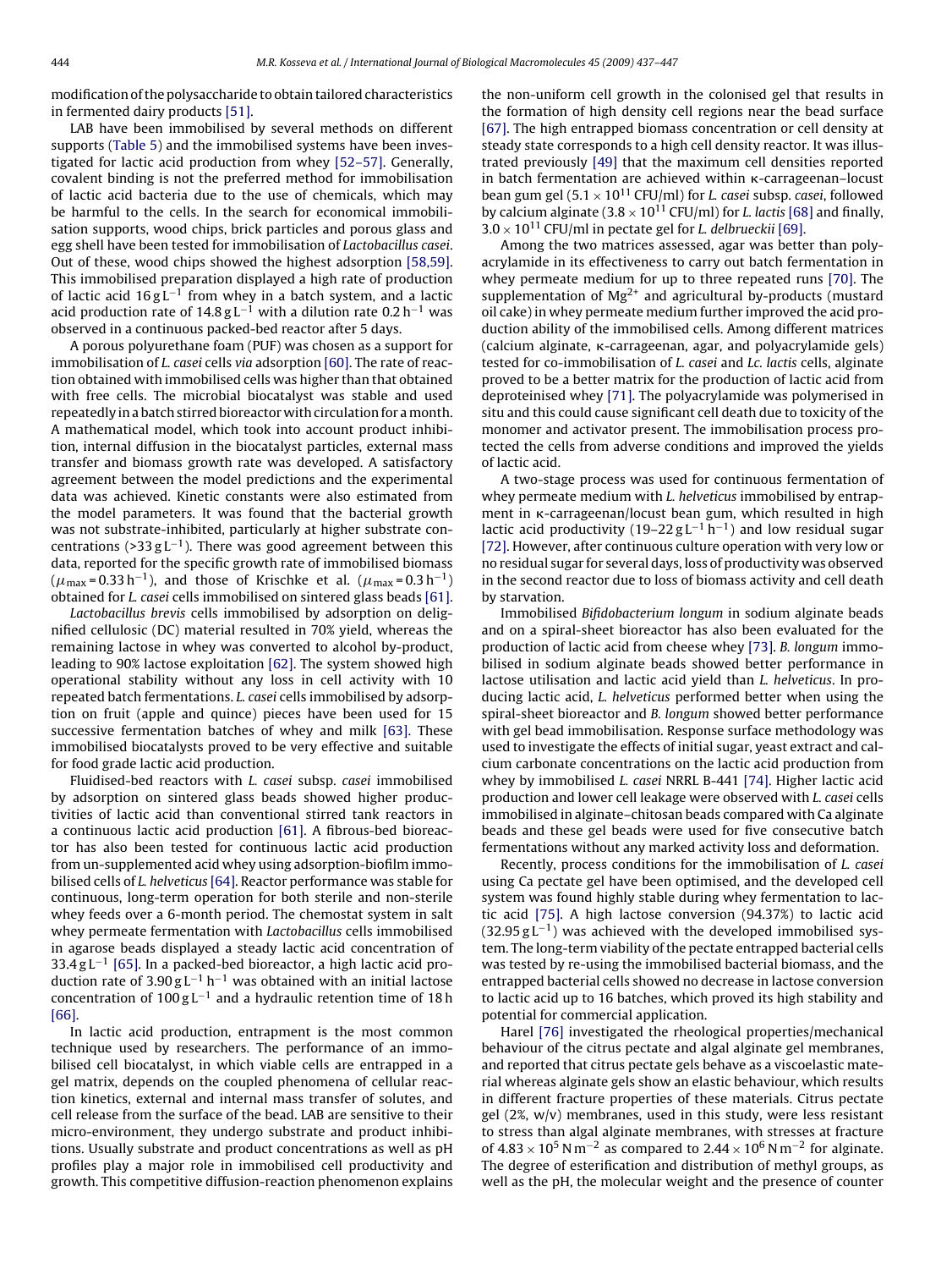modification of the polysaccharide to obtain tailored characteristics in fermented dairy products [51].

LAB have been immobilised by several methods on different supports (Table 5) and the immobilised systems have been investigated for lactic acid production from whey [52–57]. Generally, covalent binding is not the preferred method for immobilisation of lactic acid bacteria due to the use of chemicals, which may be harmful to the cells. In the search for economical immobilisation supports, wood chips, brick particles and porous glass and egg shell have been tested for immobilisation of *Lactobacillus casei*. Out of these, wood chips showed the highest adsorption [58,59]. This immobilised preparation displayed a high rate of production of lactic acid $16\,\mathrm{g\,L^{-1}}$ from whey in a batch system, and a lactic acid production rate of $14.8\,\mathrm{g\,L^{-1}}$ with a dilution rate $0.2\,\mathrm{h^{-1}}$ was observed in a continuous packed-bed reactor after 5 days.

A porous polyurethane foam (PUF) was chosen as a support for immobilisation of *L. casei* cells *via* adsorption [60]. The rate of reaction obtained with immobilised cells was higher than that obtained with free cells. The microbial biocatalyst was stable and used repeatedly in a batch stirred bioreactor with circulation for a month. A mathematical model, which took into account product inhibition, internal diffusion in the biocatalyst particles, external mass transfer and biomass growth rate was developed. A satisfactory agreement between the model predictions and the experimental data was achieved. Kinetic constants were also estimated from the model parameters. It was found that the bacterial growth was not substrate-inhibited, particularly at higher substrate concentrations (>$33\,\mathrm{g\,L^{-1}}$). There was good agreement between this data, reported for the specific growth rate of immobilised biomass ($\mu_{max} = 0.33\,\mathrm{h^{-1}}$), and those of Krischke et al. ($\mu_{max} = 0.3\,\mathrm{h^{-1}}$) obtained for *L. casei* cells immobilised on sintered glass beads [61].

*Lactobacillus brevis* cells immobilised by adsorption on delignified cellulosic (DC) material resulted in 70% yield, whereas the remaining lactose in whey was converted to alcohol by-product, leading to 90% lactose exploitation [62]. The system showed high operational stability without any loss in cell activity with 10 repeated batch fermentations. *L. casei* cells immobilised by adsorption on fruit (apple and quince) pieces have been used for 15 successive fermentation batches of whey and milk [63]. These immobilised biocatalysts proved to be very effective and suitable for food grade lactic acid production.

Fluidised-bed reactors with *L. casei* subsp. *casei* immobilised by adsorption on sintered glass beads showed higher productivities of lactic acid than conventional stirred tank reactors in a continuous lactic acid production [61]. A fibrous-bed bioreactor has also been tested for continuous lactic acid production from un-supplemented acid whey using adsorption-biofilm immobilised cells of *L. helveticus* [64]. Reactor performance was stable for continuous, long-term operation for both sterile and non-sterile whey feeds over a 6-month period. The chemostat system in salt whey permeate fermentation with *Lactobacillus* cells immobilised in agarose beads displayed a steady lactic acid concentration of $33.4\,\mathrm{g\,L^{-1}}$ [65]. In a packed-bed bioreactor, a high lactic acid production rate of $3.90\,\mathrm{g\,L^{-1}\,h^{-1}}$ was obtained with an initial lactose concentration of $100\,\mathrm{g\,L^{-1}}$ and a hydraulic retention time of 18 h [66].

In lactic acid production, entrapment is the most common technique used by researchers. The performance of an immobilised cell biocatalyst, in which viable cells are entrapped in a gel matrix, depends on the coupled phenomena of cellular reaction kinetics, external and internal mass transfer of solutes, and cell release from the surface of the bead. LAB are sensitive to their micro-environment, they undergo substrate and product inhibitions. Usually substrate and product concentrations as well as pH profiles play a major role in immobilised cell productivity and growth. This competitive diffusion-reaction phenomenon explains the non-uniform cell growth in the colonised gel that results in the formation of high density cell regions near the bead surface [67]. The high entrapped biomass concentration or cell density at steady state corresponds to a high cell density reactor. It was illustrated previously [49] that the maximum cell densities reported in batch fermentation are achieved within κ-carrageenan–locust bean gum gel ($5.1 \times 10^{11}$ CFU/ml) for *L. casei* subsp. *casei*, followed by calcium alginate ($3.8 \times 10^{11}$ CFU/ml) for *L. lactis* [68] and finally, $3.0 \times 10^{11}$ CFU/ml in pectate gel for *L. delbrueckii* [69].

Among the two matrices assessed, agar was better than polyacrylamide in its effectiveness to carry out batch fermentation in whey permeate medium for up to three repeated runs [70]. The supplementation of $Mg^{2+}$ and agricultural by-products (mustard oil cake) in whey permeate medium further improved the acid production ability of the immobilised cells. Among different matrices (calcium alginate, κ-carrageenan, agar, and polyacrylamide gels) tested for co-immobilisation of *L. casei* and *Lc. lactis* cells, alginate proved to be a better matrix for the production of lactic acid from deproteinised whey [71]. The polyacrylamide was polymerised in situ and this could cause significant cell death due to toxicity of the monomer and activator present. The immobilisation process protected the cells from adverse conditions and improved the yields of lactic acid.

A two-stage process was used for continuous fermentation of whey permeate medium with *L. helveticus* immobilised by entrapment in κ-carrageenan/locust bean gum, which resulted in high lactic acid productivity ($19–22\,\mathrm{g\,L^{-1}\,h^{-1}}$) and low residual sugar [72]. However, after continuous culture operation with very low or no residual sugar for several days, loss of productivity was observed in the second reactor due to loss of biomass activity and cell death by starvation.

Immobilised *Bifidobacterium longum* in sodium alginate beads and on a spiral-sheet bioreactor has also been evaluated for the production of lactic acid from cheese whey [73]. *B. longum* immobilised in sodium alginate beads showed better performance in lactose utilisation and lactic acid yield than *L. helveticus*. In producing lactic acid, *L. helveticus* performed better when using the spiral-sheet bioreactor and *B. longum* showed better performance with gel bead immobilisation. Response surface methodology was used to investigate the effects of initial sugar, yeast extract and calcium carbonate concentrations on the lactic acid production from whey by immobilised *L. casei* NRRL B-441 [74]. Higher lactic acid production and lower cell leakage were observed with *L. casei* cells immobilised in alginate–chitosan beads compared with Ca alginate beads and these gel beads were used for five consecutive batch fermentations without any marked activity loss and deformation.

Recently, process conditions for the immobilisation of *L. casei* using Ca pectate gel have been optimised, and the developed cell system was found highly stable during whey fermentation to lactic acid [75]. A high lactose conversion (94.37%) to lactic acid ($32.95\,\mathrm{g\,L^{-1}}$) was achieved with the developed immobilised system. The long-term viability of the pectate entrapped bacterial cells was tested by re-using the immobilised bacterial biomass, and the entrapped bacterial cells showed no decrease in lactose conversion to lactic acid up to 16 batches, which proved its high stability and potential for commercial application.

Harel [76] investigated the rheological properties/mechanical behaviour of the citrus pectate and algal alginate gel membranes, and reported that citrus pectate gels behave as a viscoelastic material whereas alginate gels show an elastic behaviour, which results in different fracture properties of these materials. Citrus pectate gel (2%, w/v) membranes, used in this study, were less resistant to stress than algal alginate membranes, with stresses at fracture of $4.83 \times 10^5\,\mathrm{N\,m^{-2}}$ as compared to $2.44 \times 10^6\,\mathrm{N\,m^{-2}}$ for alginate. The degree of esterification and distribution of methyl groups, as well as the pH, the molecular weight and the presence of counter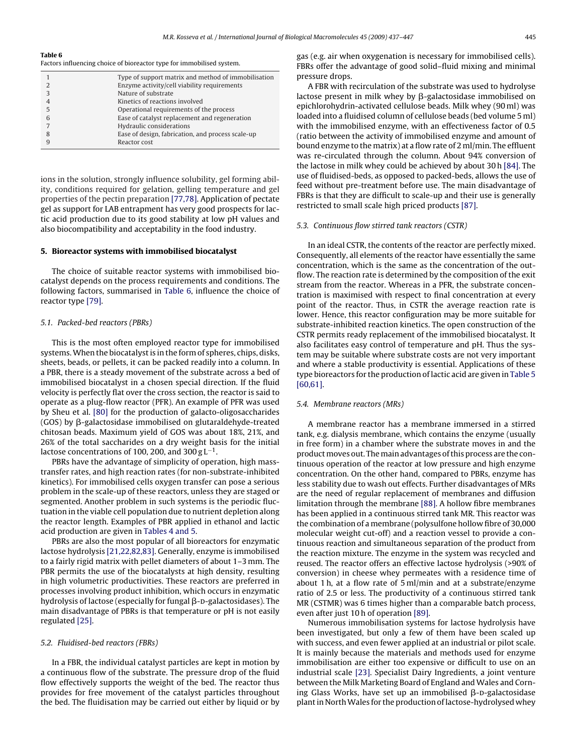**Table 6**
Factors influencing choice of bioreactor type for immobilised system.

| | |
|---|---|
| 1 | Type of support matrix and method of immobilisation |
| 2 | Enzyme activity/cell viability requirements |
| 3 | Nature of substrate |
| 4 | Kinetics of reactions involved |
| 5 | Operational requirements of the process |
| 6 | Ease of catalyst replacement and regeneration |
| 7 | Hydraulic considerations |
| 8 | Ease of design, fabrication, and process scale-up |
| 9 | Reactor cost |

ions in the solution, strongly influence solubility, gel forming ability, conditions required for gelation, gelling temperature and gel properties of the pectin preparation [77,78]. Application of pectate gel as support for LAB entrapment has very good prospects for lactic acid production due to its good stability at low pH values and also biocompatibility and acceptability in the food industry.

## 5. Bioreactor systems with immobilised biocatalyst

The choice of suitable reactor systems with immobilised biocatalyst depends on the process requirements and conditions. The following factors, summarised in Table 6, influence the choice of reactor type [79].

### 5.1. Packed-bed reactors (PBRs)

This is the most often employed reactor type for immobilised systems. When the biocatalyst is in the form of spheres, chips, disks, sheets, beads, or pellets, it can be packed readily into a column. In a PBR, there is a steady movement of the substrate across a bed of immobilised biocatalyst in a chosen special direction. If the fluid velocity is perfectly flat over the cross section, the reactor is said to operate as a plug-flow reactor (PFR). An example of PFR was used by Sheu et al. [80] for the production of galacto-oligosaccharides (GOS) by β-galactosidase immobilised on glutaraldehyde-treated chitosan beads. Maximum yield of GOS was about 18%, 21%, and 26% of the total saccharides on a dry weight basis for the initial lactose concentrations of 100, 200, and 300 g $L^{-1}$.

PBRs have the advantage of simplicity of operation, high mass-transfer rates, and high reaction rates (for non-substrate-inhibited kinetics). For immobilised cells oxygen transfer can pose a serious problem in the scale-up of these reactors, unless they are staged or segmented. Another problem in such systems is the periodic fluctuation in the viable cell population due to nutrient depletion along the reactor length. Examples of PBR applied in ethanol and lactic acid production are given in Tables 4 and 5.

PBRs are also the most popular of all bioreactors for enzymatic lactose hydrolysis [21,22,82,83]. Generally, enzyme is immobilised to a fairly rigid matrix with pellet diameters of about 1–3 mm. The PBR permits the use of the biocatalysts at high density, resulting in high volumetric productivities. These reactors are preferred in processes involving product inhibition, which occurs in enzymatic hydrolysis of lactose (especially for fungal β-D-galactosidases). The main disadvantage of PBRs is that temperature or pH is not easily regulated [25].

### 5.2. Fluidised-bed reactors (FBRs)

In a FBR, the individual catalyst particles are kept in motion by a continuous flow of the substrate. The pressure drop of the fluid flow effectively supports the weight of the bed. The reactor thus provides for free movement of the catalyst particles throughout the bed. The fluidisation may be carried out either by liquid or by gas (e.g. air when oxygenation is necessary for immobilised cells). FBRs offer the advantage of good solid–fluid mixing and minimal pressure drops.

A FBR with recirculation of the substrate was used to hydrolyse lactose present in milk whey by β-galactosidase immobilised on epichlorohydrin-activated cellulose beads. Milk whey (90 ml) was loaded into a fluidised column of cellulose beads (bed volume 5 ml) with the immobilised enzyme, with an effectiveness factor of 0.5 (ratio between the activity of immobilised enzyme and amount of bound enzyme to the matrix) at a flow rate of 2 ml/min. The effluent was re-circulated through the column. About 94% conversion of the lactose in milk whey could be achieved by about 30 h [84]. The use of fluidised-beds, as opposed to packed-beds, allows the use of feed without pre-treatment before use. The main disadvantage of FBRs is that they are difficult to scale-up and their use is generally restricted to small scale high priced products [87].

### 5.3. Continuous flow stirred tank reactors (CSTR)

In an ideal CSTR, the contents of the reactor are perfectly mixed. Consequently, all elements of the reactor have essentially the same concentration, which is the same as the concentration of the outflow. The reaction rate is determined by the composition of the exit stream from the reactor. Whereas in a PFR, the substrate concentration is maximised with respect to final concentration at every point of the reactor. Thus, in CSTR the average reaction rate is lower. Hence, this reactor configuration may be more suitable for substrate-inhibited reaction kinetics. The open construction of the CSTR permits ready replacement of the immobilised biocatalyst. It also facilitates easy control of temperature and pH. Thus the system may be suitable where substrate costs are not very important and where a stable productivity is essential. Applications of these type bioreactors for the production of lactic acid are given in Table 5 [60,61].

### 5.4. Membrane reactors (MRs)

A membrane reactor has a membrane immersed in a stirred tank, e.g. dialysis membrane, which contains the enzyme (usually in free form) in a chamber where the substrate moves in and the product moves out. The main advantages of this process are the continuous operation of the reactor at low pressure and high enzyme concentration. On the other hand, compared to PBRs, enzyme has less stability due to wash out effects. Further disadvantages of MRs are the need of regular replacement of membranes and diffusion limitation through the membrane [88]. A hollow fibre membranes has been applied in a continuous stirred tank MR. This reactor was the combination of a membrane (polysulfone hollow fibre of 30,000 molecular weight cut-off) and a reaction vessel to provide a continuous reaction and simultaneous separation of the product from the reaction mixture. The enzyme in the system was recycled and reused. The reactor offers an effective lactose hydrolysis (>90% of conversion) in cheese whey permeates with a residence time of about 1 h, at a flow rate of 5 ml/min and at a substrate/enzyme ratio of 2.5 or less. The productivity of a continuous stirred tank MR (CSTMR) was 6 times higher than a comparable batch process, even after just 10 h of operation [89].

Numerous immobilisation systems for lactose hydrolysis have been investigated, but only a few of them have been scaled up with success, and even fewer applied at an industrial or pilot scale. It is mainly because the materials and methods used for enzyme immobilisation are either too expensive or difficult to use on an industrial scale [23]. Specialist Dairy Ingredients, a joint venture between the Milk Marketing Board of England and Wales and Corning Glass Works, have set up an immobilised β-D-galactosidase plant in North Wales for the production of lactose-hydrolysed whey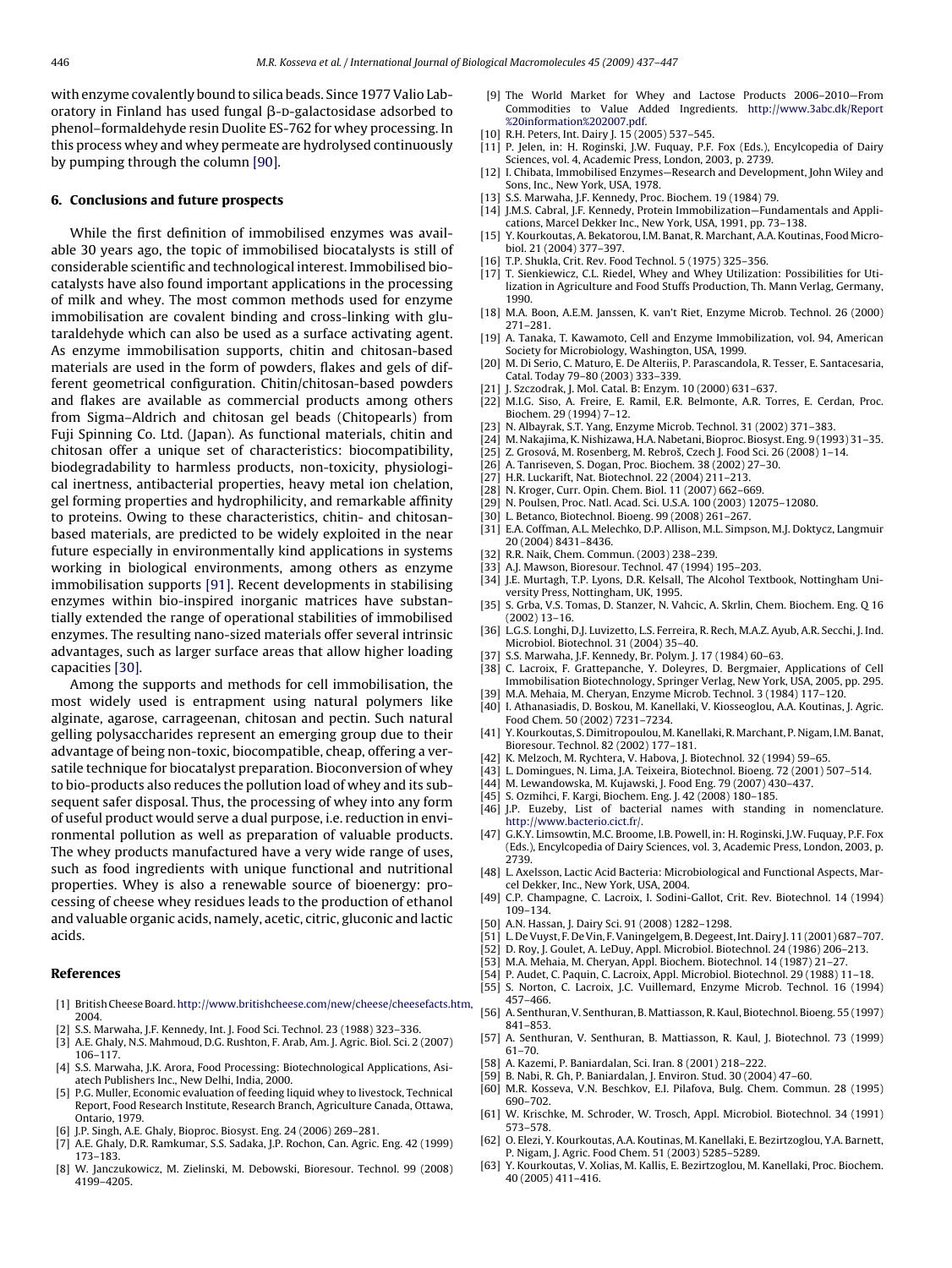with enzyme covalently bound to silica beads. Since 1977 Valio Laboratory in Finland has used fungal β-D-galactosidase adsorbed to phenol–formaldehyde resin Duolite ES-762 for whey processing. In this process whey and whey permeate are hydrolysed continuously by pumping through the column [90].

## 6. Conclusions and future prospects

While the first definition of immobilised enzymes was available 30 years ago, the topic of immobilised biocatalysts is still of considerable scientific and technological interest. Immobilised biocatalysts have also found important applications in the processing of milk and whey. The most common methods used for enzyme immobilisation are covalent binding and cross-linking with glutaraldehyde which can also be used as a surface activating agent. As enzyme immobilisation supports, chitin and chitosan-based materials are used in the form of powders, flakes and gels of different geometrical configuration. Chitin/chitosan-based powders and flakes are available as commercial products among others from Sigma–Aldrich and chitosan gel beads (Chitopearls) from Fuji Spinning Co. Ltd. (Japan). As functional materials, chitin and chitosan offer a unique set of characteristics: biocompatibility, biodegradability to harmless products, non-toxicity, physiological inertness, antibacterial properties, heavy metal ion chelation, gel forming properties and hydrophilicity, and remarkable affinity to proteins. Owing to these characteristics, chitin- and chitosan-based materials, are predicted to be widely exploited in the near future especially in environmentally kind applications in systems working in biological environments, among others as enzyme immobilisation supports [91]. Recent developments in stabilising enzymes within bio-inspired inorganic matrices have substantially extended the range of operational stabilities of immobilised enzymes. The resulting nano-sized materials offer several intrinsic advantages, such as larger surface areas that allow higher loading capacities [30].

Among the supports and methods for cell immobilisation, the most widely used is entrapment using natural polymers like alginate, agarose, carrageenan, chitosan and pectin. Such natural gelling polysaccharides represent an emerging group due to their advantage of being non-toxic, biocompatible, cheap, offering a versatile technique for biocatalyst preparation. Bioconversion of whey to bio-products also reduces the pollution load of whey and its subsequent safer disposal. Thus, the processing of whey into any form of useful product would serve a dual purpose, i.e. reduction in environmental pollution as well as preparation of valuable products. The whey products manufactured have a very wide range of uses, such as food ingredients with unique functional and nutritional properties. Whey is also a renewable source of bioenergy: processing of cheese whey residues leads to the production of ethanol and valuable organic acids, namely, acetic, citric, gluconic and lactic acids.

## References

[1] British Cheese Board. http://www.britishcheese.com/new/cheese/cheesefacts.htm, 2004.
[2] S.S. Marwaha, J.F. Kennedy, Int. J. Food Sci. Technol. 23 (1988) 323–336.
[3] A.E. Ghaly, N.S. Mahmoud, D.G. Rushton, F. Arab, Am. J. Agric. Biol. Sci. 2 (2007) 106–117.
[4] S.S. Marwaha, J.K. Arora, Food Processing: Biotechnological Applications, Asiatech Publishers Inc., New Delhi, India, 2000.
[5] P.G. Muller, Economic evaluation of feeding liquid whey to livestock, Technical Report, Food Research Institute, Research Branch, Agriculture Canada, Ottawa, Ontario, 1979.
[6] J.P. Singh, A.E. Ghaly, Bioproc. Biosyst. Eng. 24 (2006) 269–281.
[7] A.E. Ghaly, D.R. Ramkumar, S.S. Sadaka, J.P. Rochon, Can. Agric. Eng. 42 (1999) 173–183.
[8] W. Janczukowicz, M. Zielinski, M. Debowski, Bioresour. Technol. 99 (2008) 4199–4205.
[9] The World Market for Whey and Lactose Products 2006–2010—From Commodities to Value Added Ingredients. http://www.3abc.dk/Report%20information%202007.pdf.
[10] R.H. Peters, Int. Dairy J. 15 (2005) 537–545.
[11] P. Jelen, in: H. Roginski, J.W. Fuquay, P.F. Fox (Eds.), Encylcopedia of Dairy Sciences, vol. 4, Academic Press, London, 2003, p. 2739.
[12] I. Chibata, Immobilised Enzymes—Research and Development, John Wiley and Sons, Inc., New York, USA, 1978.
[13] S.S. Marwaha, J.F. Kennedy, Proc. Biochem. 19 (1984) 79.
[14] J.M.S. Cabral, J.F. Kennedy, Protein Immobilization—Fundamentals and Applications, Marcel Dekker Inc., New York, USA, 1991, pp. 73–138.
[15] Y. Kourkoutas, A. Bekatorou, I.M. Banat, R. Marchant, A.A. Koutinas, Food Microbiol. 21 (2004) 377–397.
[16] T.P. Shukla, Crit. Rev. Food Technol. 5 (1975) 325–356.
[17] T. Sienkiewicz, C.L. Riedel, Whey and Whey Utilization: Possibilities for Utilization in Agriculture and Food Stuffs Production, Th. Mann Verlag, Germany, 1990.
[18] M.A. Boon, A.E.M. Janssen, K. van't Riet, Enzyme Microb. Technol. 26 (2000) 271–281.
[19] A. Tanaka, T. Kawamoto, Cell and Enzyme Immobilization, vol. 94, American Society for Microbiology, Washington, USA, 1999.
[20] M. Di Serio, C. Maturo, E. De Alteriis, P. Parascandola, R. Tesser, E. Santacesaria, Catal. Today 79–80 (2003) 333–339.
[21] J. Szczodrak, J. Mol. Catal. B: Enzym. 10 (2000) 631–637.
[22] M.I.G. Siso, A. Freire, E. Ramil, E.R. Belmonte, A.R. Torres, E. Cerdan, Proc. Biochem. 29 (1994) 7–12.
[23] N. Albayrak, S.T. Yang, Enzyme Microb. Technol. 31 (2002) 371–383.
[24] M. Nakajima, K. Nishizawa, H.A. Nabetani, Bioproc. Biosyst. Eng. 9 (1993) 31–35.
[25] Z. Grosová, M. Rosenberg, M. Rebroš, Czech J. Food Sci. 26 (2008) 1–14.
[26] A. Tanriseven, S. Dogan, Proc. Biochem. 38 (2002) 27–30.
[27] H.R. Luckarift, Nat. Biotechnol. 22 (2004) 211–213.
[28] N. Kroger, Curr. Opin. Chem. Biol. 11 (2007) 662–669.
[29] N. Poulsen, Proc. Natl. Acad. Sci. U.S.A. 100 (2003) 12075–12080.
[30] L. Betanco, Biotechnol. Bioeng. 99 (2008) 261–267.
[31] E.A. Coffman, A.L. Melechko, D.P. Allison, M.L. Simpson, M.J. Doktycz, Langmuir 20 (2004) 8431–8436.
[32] R.R. Naik, Chem. Commun. (2003) 238–239.
[33] A.J. Mawson, Bioresour. Technol. 47 (1994) 195–203.
[34] J.E. Murtagh, T.P. Lyons, D.R. Kelsall, The Alcohol Textbook, Nottingham University Press, Nottingham, UK, 1995.
[35] S. Grba, V.S. Tomas, D. Stanzer, N. Vahcic, A. Skrlin, Chem. Biochem. Eng. Q 16 (2002) 13–16.
[36] L.G.S. Longhi, D.J. Luvizetto, L.S. Ferreira, R. Rech, M.A.Z. Ayub, A.R. Secchi, J. Ind. Microbiol. Biotechnol. 31 (2004) 35–40.
[37] S.S. Marwaha, J.F. Kennedy, Br. Polym. J. 17 (1984) 60–63.
[38] C. Lacroix, F. Grattepanche, Y. Doleyres, D. Bergmaier, Applications of Cell Immobilisation Biotechnology, Springer Verlag, New York, USA, 2005, pp. 295.
[39] M.A. Mehaia, M. Cheryan, Enzyme Microb. Technol. 3 (1984) 117–120.
[40] I. Athanasiadis, D. Boskou, M. Kanellaki, V. Kiosseoglou, A.A. Koutinas, J. Agric. Food Chem. 50 (2002) 7231–7234.
[41] Y. Kourkoutas, S. Dimitropoulou, M. Kanellaki, R. Marchant, P. Nigam, I.M. Banat, Bioresour. Technol. 82 (2002) 177–181.
[42] K. Melzoch, M. Rychtera, V. Habova, J. Biotechnol. 32 (1994) 59–65.
[43] L. Domingues, N. Lima, J.A. Teixeira, Biotechnol. Bioeng. 72 (2001) 507–514.
[44] M. Lewandowska, M. Kujawski, J. Food Eng. 79 (2007) 430–437.
[45] S. Ozmihci, F. Kargi, Biochem. Eng. J. 42 (2008) 180–185.
[46] J.P. Euzeby, List of bacterial names with standing in nomenclature. http://www.bacterio.cict.fr/.
[47] G.K.Y. Limsowtin, M.C. Broome, I.B. Powell, in: H. Roginski, J.W. Fuquay, P.F. Fox (Eds.), Encylcopedia of Dairy Sciences, vol. 3, Academic Press, London, 2003, p. 2739.
[48] L. Axelsson, Lactic Acid Bacteria: Microbiological and Functional Aspects, Marcel Dekker, Inc., New York, USA, 2004.
[49] C.P. Champagne, C. Lacroix, I. Sodini-Gallot, Crit. Rev. Biotechnol. 14 (1994) 109–134.
[50] A.N. Hassan, J. Dairy Sci. 91 (2008) 1282–1298.
[51] L. De Vuyst, F. De Vin, F. Vaningelgem, B. Degeest, Int. Dairy J. 11 (2001) 687–707.
[52] D. Roy, J. Goulet, A. LeDuy, Appl. Microbiol. Biotechnol. 24 (1986) 206–213.
[53] M.A. Mehaia, M. Cheryan, Appl. Biochem. Biotechnol. 14 (1987) 21–27.
[54] P. Audet, C. Paquin, C. Lacroix, Appl. Microbiol. Biotechnol. 29 (1988) 11–18.
[55] S. Norton, C. Lacroix, J.C. Vuillemard, Enzyme Microb. Technol. 16 (1994) 457–466.
[56] A. Senthuran, V. Senthuran, B. Mattiasson, R. Kaul, Biotechnol. Bioeng. 55 (1997) 841–853.
[57] A. Senthuran, V. Senthuran, B. Mattiasson, R. Kaul, J. Biotechnol. 73 (1999) 61–70.
[58] A. Kazemi, P. Baniardalan, Sci. Iran. 8 (2001) 218–222.
[59] B. Nabi, R. Gh, P. Baniardalan, J. Environ. Stud. 30 (2004) 47–60.
[60] M.R. Kosseva, V.N. Beschkov, E.I. Pilafova, Bulg. Chem. Commun. 28 (1995) 690–702.
[61] W. Krischke, M. Schroder, W. Trosch, Appl. Microbiol. Biotechnol. 34 (1991) 573–578.
[62] O. Elezi, Y. Kourkoutas, A.A. Koutinas, M. Kanellaki, E. Bezirtzoglou, Y.A. Barnett, P. Nigam, J. Agric. Food Chem. 51 (2003) 5285–5289.
[63] Y. Kourkoutas, V. Xolias, M. Kallis, E. Bezirtzoglou, M. Kanellaki, Proc. Biochem. 40 (2005) 411–416.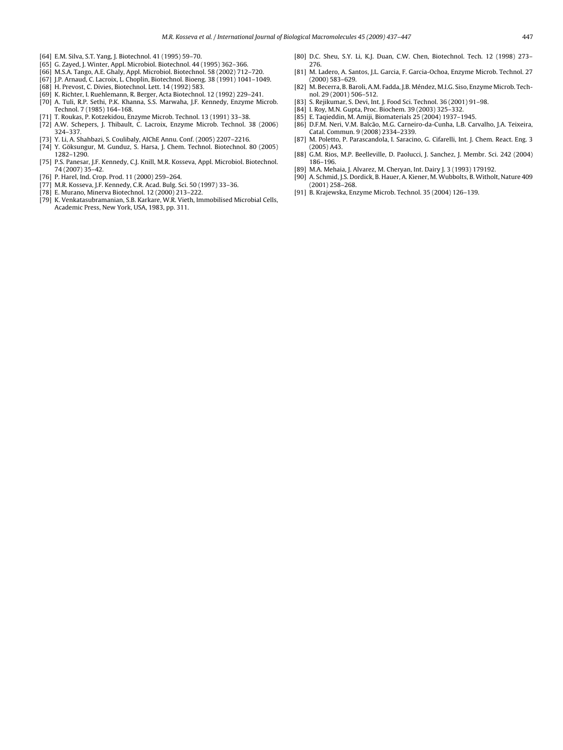[64] E.M. Silva, S.T. Yang, J. Biotechnol. 41 (1995) 59–70.

[65] G. Zayed, J. Winter, Appl. Microbiol. Biotechnol. 44 (1995) 362–366.

[66] M.S.A. Tango, A.E. Ghaly, Appl. Microbiol. Biotechnol. 58 (2002) 712–720.

[67] J.P. Arnaud, C. Lacroix, L. Choplin, Biotechnol. Bioeng. 38 (1991) 1041–1049.

[68] H. Prevost, C. Divies, Biotechnol. Lett. 14 (1992) 583.

[69] K. Richter, I. Ruehlemann, R. Berger, Acta Biotechnol. 12 (1992) 229–241.

[70] A. Tuli, R.P. Sethi, P.K. Khanna, S.S. Marwaha, J.F. Kennedy, Enzyme Microb. Technol. 7 (1985) 164–168.

[71] T. Roukas, P. Kotzekidou, Enzyme Microb. Technol. 13 (1991) 33–38.

[72] A.W. Schepers, J. Thibault, C. Lacroix, Enzyme Microb. Technol. 38 (2006) 324–337.

[73] Y. Li, A. Shahbazi, S. Coulibaly, AIChE Annu. Conf. (2005) 2207–2216.

[74] Y. Göksungur, M. Gunduz, S. Harsa, J. Chem. Technol. Biotechnol. 80 (2005) 1282–1290.

[75] P.S. Panesar, J.F. Kennedy, C.J. Knill, M.R. Kosseva, Appl. Microbiol. Biotechnol. 74 (2007) 35–42.

[76] P. Harel, Ind. Crop. Prod. 11 (2000) 259–264.

[77] M.R. Kosseva, J.F. Kennedy, C.R. Acad. Bulg. Sci. 50 (1997) 33–36.

[78] E. Murano, Minerva Biotechnol. 12 (2000) 213–222.

[79] K. Venkatasubramanian, S.B. Karkare, W.R. Vieth, Immobilised Microbial Cells, Academic Press, New York, USA, 1983, pp. 311.

[80] D.C. Sheu, S.Y. Li, K.J. Duan, C.W. Chen, Biotechnol. Tech. 12 (1998) 273–276.

[81] M. Ladero, A. Santos, J.L. Garcia, F. Garcia-Ochoa, Enzyme Microb. Technol. 27 (2000) 583–629.

[82] M. Becerra, B. Baroli, A.M. Fadda, J.B. Méndez, M.I.G. Siso, Enzyme Microb. Technol. 29 (2001) 506–512.

[83] S. Rejikumar, S. Devi, Int. J. Food Sci. Technol. 36 (2001) 91–98.

[84] I. Roy, M.N. Gupta, Proc. Biochem. 39 (2003) 325–332.

[85] E. Taqieddin, M. Amiji, Biomaterials 25 (2004) 1937–1945.

[86] D.F.M. Neri, V.M. Balcão, M.G. Carneiro-da-Cunha, L.B. Carvalho, J.A. Teixeira, Catal. Commun. 9 (2008) 2334–2339.

[87] M. Poletto, P. Parascandola, I. Saracino, G. Cifarelli, Int. J. Chem. React. Eng. 3 (2005) A43.

[88] G.M. Rios, M.P. Beelleville, D. Paolucci, J. Sanchez, J. Membr. Sci. 242 (2004) 186–196.

[89] M.A. Mehaia, J. Alvarez, M. Cheryan, Int. Dairy J. 3 (1993) 179192.

[90] A. Schmid, J.S. Dordick, B. Hauer, A. Kiener, M. Wubbolts, B. Witholt, Nature 409 (2001) 258–268.

[91] B. Krajewska, Enzyme Microb. Technol. 35 (2004) 126–139.